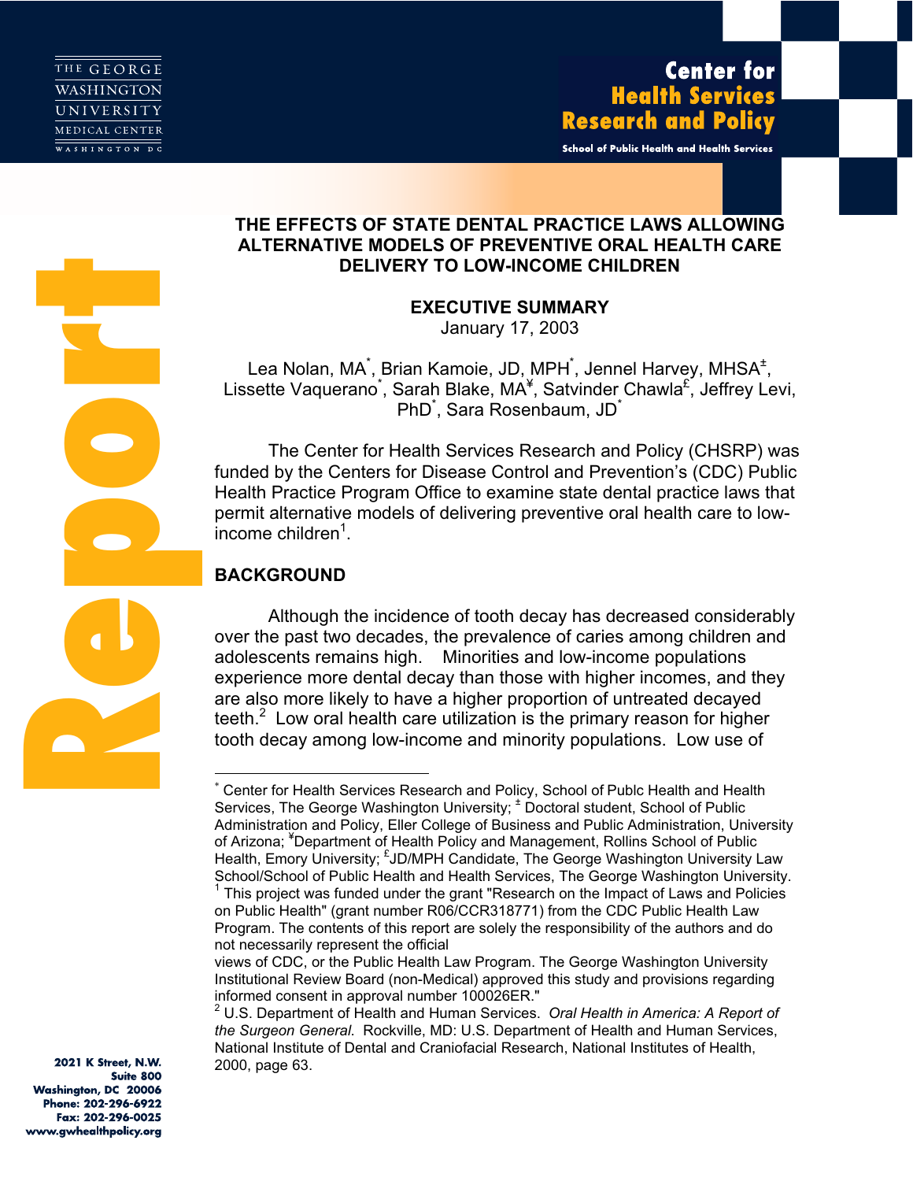THE GEORGE WASHINGTON UNIVERSITY MEDICAL CENTER
WASHINGTON DC

Center for Health Services Research and Policy
School of Public Health and Health Services

Report

# THE EFFECTS OF STATE DENTAL PRACTICE LAWS ALLOWING ALTERNATIVE MODELS OF PREVENTIVE ORAL HEALTH CARE DELIVERY TO LOW-INCOME CHILDREN

## EXECUTIVE SUMMARY

January 17, 2003

Lea Nolan, MA[*], Brian Kamoie, JD, MPH[*], Jennel Harvey, MHSA[±], Lissette Vaquerano[*], Sarah Blake, MA[¥], Satvinder Chawla[£], Jeffrey Levi, PhD[*], Sara Rosenbaum, JD[*]

The Center for Health Services Research and Policy (CHSRP) was funded by the Centers for Disease Control and Prevention's (CDC) Public Health Practice Program Office to examine state dental practice laws that permit alternative models of delivering preventive oral health care to low-income children[1].

## BACKGROUND

Although the incidence of tooth decay has decreased considerably over the past two decades, the prevalence of caries among children and adolescents remains high. Minorities and low-income populations experience more dental decay than those with higher incomes, and they are also more likely to have a higher proportion of untreated decayed teeth.[2] Low oral health care utilization is the primary reason for higher tooth decay among low-income and minority populations. Low use of

---

[*] Center for Health Services Research and Policy, School of Publc Health and Health Services, The George Washington University; [±] Doctoral student, School of Public Administration and Policy, Eller College of Business and Public Administration, University of Arizona; [¥]Department of Health Policy and Management, Rollins School of Public Health, Emory University; [£]JD/MPH Candidate, The George Washington University Law School/School of Public Health and Health Services, The George Washington University.

[1] This project was funded under the grant "Research on the Impact of Laws and Policies on Public Health" (grant number R06/CCR318771) from the CDC Public Health Law Program. The contents of this report are solely the responsibility of the authors and do not necessarily represent the official views of CDC, or the Public Health Law Program. The George Washington University Institutional Review Board (non-Medical) approved this study and provisions regarding informed consent in approval number 100026ER."

[2] U.S. Department of Health and Human Services. *Oral Health in America: A Report of the Surgeon General.* Rockville, MD: U.S. Department of Health and Human Services, National Institute of Dental and Craniofacial Research, National Institutes of Health, 2000, page 63.

2021 K Street, N.W.
Suite 800
Washington, DC 20006
Phone: 202-296-6922
Fax: 202-296-0025
www.gwhealthpolicy.org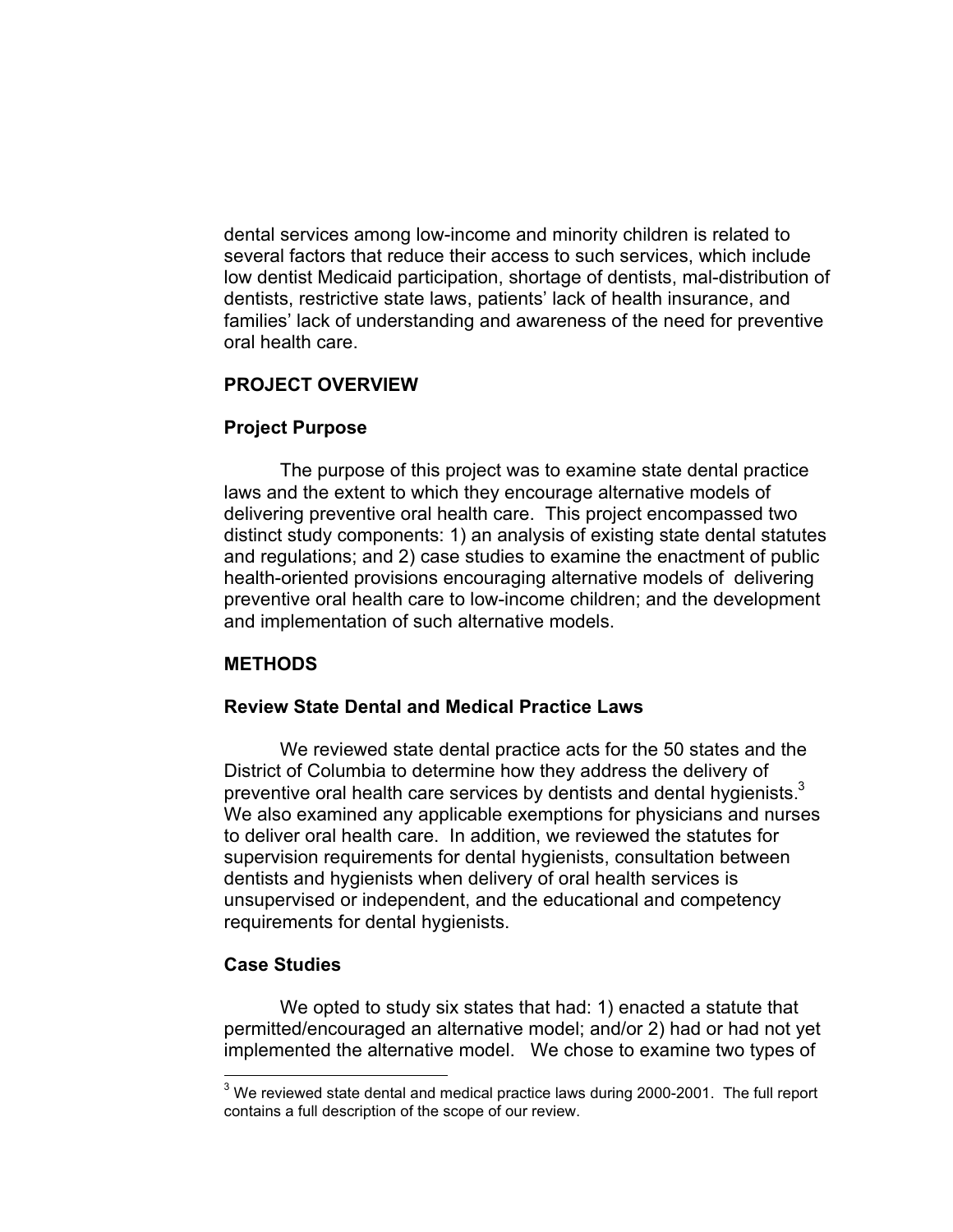dental services among low-income and minority children is related to several factors that reduce their access to such services, which include low dentist Medicaid participation, shortage of dentists, mal-distribution of dentists, restrictive state laws, patients' lack of health insurance, and families' lack of understanding and awareness of the need for preventive oral health care.

## PROJECT OVERVIEW

### Project Purpose

The purpose of this project was to examine state dental practice laws and the extent to which they encourage alternative models of delivering preventive oral health care. This project encompassed two distinct study components: 1) an analysis of existing state dental statutes and regulations; and 2) case studies to examine the enactment of public health-oriented provisions encouraging alternative models of delivering preventive oral health care to low-income children; and the development and implementation of such alternative models.

## METHODS

### Review State Dental and Medical Practice Laws

We reviewed state dental practice acts for the 50 states and the District of Columbia to determine how they address the delivery of preventive oral health care services by dentists and dental hygienists.[3] We also examined any applicable exemptions for physicians and nurses to deliver oral health care. In addition, we reviewed the statutes for supervision requirements for dental hygienists, consultation between dentists and hygienists when delivery of oral health services is unsupervised or independent, and the educational and competency requirements for dental hygienists.

### Case Studies

We opted to study six states that had: 1) enacted a statute that permitted/encouraged an alternative model; and/or 2) had or had not yet implemented the alternative model. We chose to examine two types of

---

[3] We reviewed state dental and medical practice laws during 2000-2001. The full report contains a full description of the scope of our review.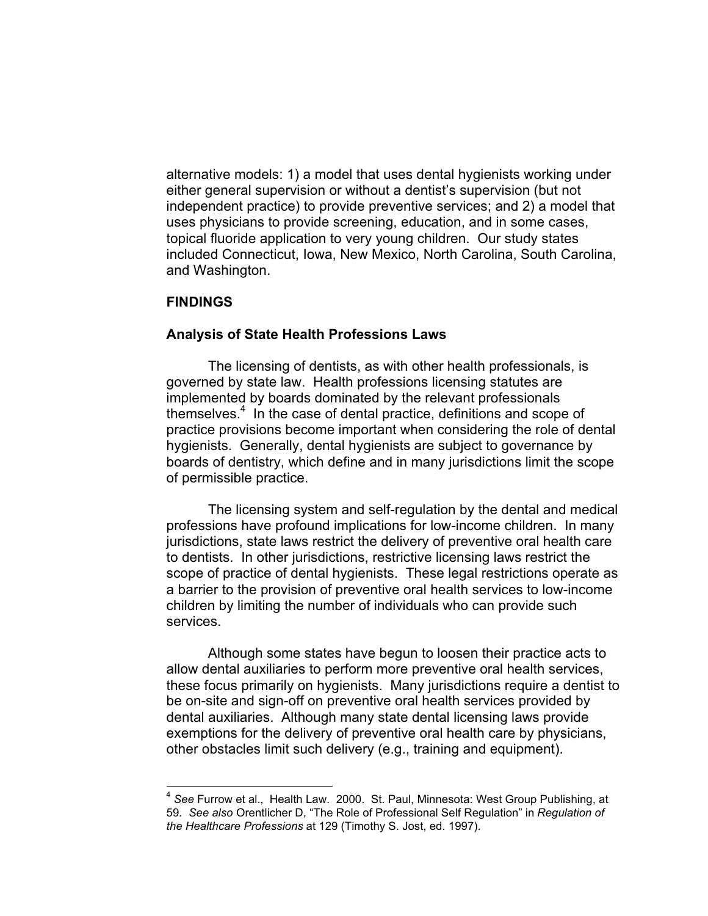alternative models: 1) a model that uses dental hygienists working under either general supervision or without a dentist's supervision (but not independent practice) to provide preventive services; and 2) a model that uses physicians to provide screening, education, and in some cases, topical fluoride application to very young children. Our study states included Connecticut, Iowa, New Mexico, North Carolina, South Carolina, and Washington.

## FINDINGS

### Analysis of State Health Professions Laws

The licensing of dentists, as with other health professionals, is governed by state law. Health professions licensing statutes are implemented by boards dominated by the relevant professionals themselves.[4] In the case of dental practice, definitions and scope of practice provisions become important when considering the role of dental hygienists. Generally, dental hygienists are subject to governance by boards of dentistry, which define and in many jurisdictions limit the scope of permissible practice.

The licensing system and self-regulation by the dental and medical professions have profound implications for low-income children. In many jurisdictions, state laws restrict the delivery of preventive oral health care to dentists. In other jurisdictions, restrictive licensing laws restrict the scope of practice of dental hygienists. These legal restrictions operate as a barrier to the provision of preventive oral health services to low-income children by limiting the number of individuals who can provide such services.

Although some states have begun to loosen their practice acts to allow dental auxiliaries to perform more preventive oral health services, these focus primarily on hygienists. Many jurisdictions require a dentist to be on-site and sign-off on preventive oral health services provided by dental auxiliaries. Although many state dental licensing laws provide exemptions for the delivery of preventive oral health care by physicians, other obstacles limit such delivery (e.g., training and equipment).

---

[4] *See* Furrow et al., Health Law. 2000. St. Paul, Minnesota: West Group Publishing, at 59. *See also* Orentlicher D, "The Role of Professional Self Regulation" in *Regulation of the Healthcare Professions* at 129 (Timothy S. Jost, ed. 1997).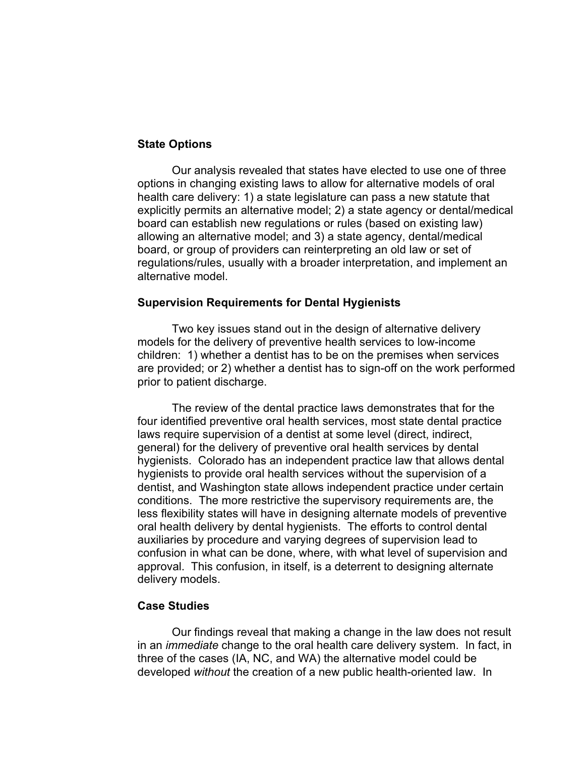### State Options

Our analysis revealed that states have elected to use one of three options in changing existing laws to allow for alternative models of oral health care delivery: 1) a state legislature can pass a new statute that explicitly permits an alternative model; 2) a state agency or dental/medical board can establish new regulations or rules (based on existing law) allowing an alternative model; and 3) a state agency, dental/medical board, or group of providers can reinterpreting an old law or set of regulations/rules, usually with a broader interpretation, and implement an alternative model.

### Supervision Requirements for Dental Hygienists

Two key issues stand out in the design of alternative delivery models for the delivery of preventive health services to low-income children: 1) whether a dentist has to be on the premises when services are provided; or 2) whether a dentist has to sign-off on the work performed prior to patient discharge.

The review of the dental practice laws demonstrates that for the four identified preventive oral health services, most state dental practice laws require supervision of a dentist at some level (direct, indirect, general) for the delivery of preventive oral health services by dental hygienists. Colorado has an independent practice law that allows dental hygienists to provide oral health services without the supervision of a dentist, and Washington state allows independent practice under certain conditions. The more restrictive the supervisory requirements are, the less flexibility states will have in designing alternate models of preventive oral health delivery by dental hygienists. The efforts to control dental auxiliaries by procedure and varying degrees of supervision lead to confusion in what can be done, where, with what level of supervision and approval. This confusion, in itself, is a deterrent to designing alternate delivery models.

### Case Studies

Our findings reveal that making a change in the law does not result in an *immediate* change to the oral health care delivery system. In fact, in three of the cases (IA, NC, and WA) the alternative model could be developed *without* the creation of a new public health-oriented law. In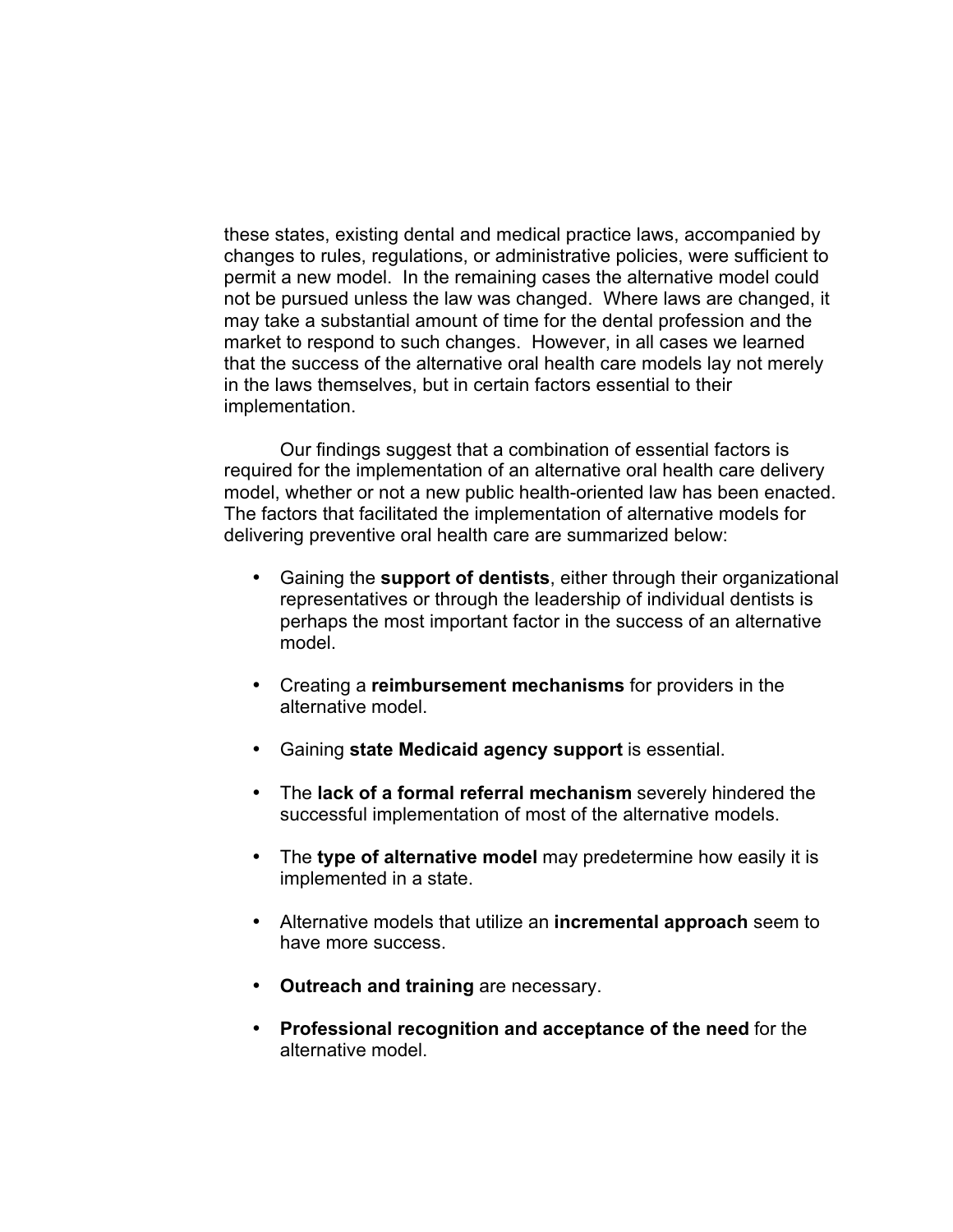these states, existing dental and medical practice laws, accompanied by changes to rules, regulations, or administrative policies, were sufficient to permit a new model. In the remaining cases the alternative model could not be pursued unless the law was changed. Where laws are changed, it may take a substantial amount of time for the dental profession and the market to respond to such changes. However, in all cases we learned that the success of the alternative oral health care models lay not merely in the laws themselves, but in certain factors essential to their implementation.

Our findings suggest that a combination of essential factors is required for the implementation of an alternative oral health care delivery model, whether or not a new public health-oriented law has been enacted. The factors that facilitated the implementation of alternative models for delivering preventive oral health care are summarized below:

- Gaining the **support of dentists**, either through their organizational representatives or through the leadership of individual dentists is perhaps the most important factor in the success of an alternative model.
- Creating a **reimbursement mechanisms** for providers in the alternative model.
- Gaining **state Medicaid agency support** is essential.
- The **lack of a formal referral mechanism** severely hindered the successful implementation of most of the alternative models.
- The **type of alternative model** may predetermine how easily it is implemented in a state.
- Alternative models that utilize an **incremental approach** seem to have more success.
- **Outreach and training** are necessary.
- **Professional recognition and acceptance of the need** for the alternative model.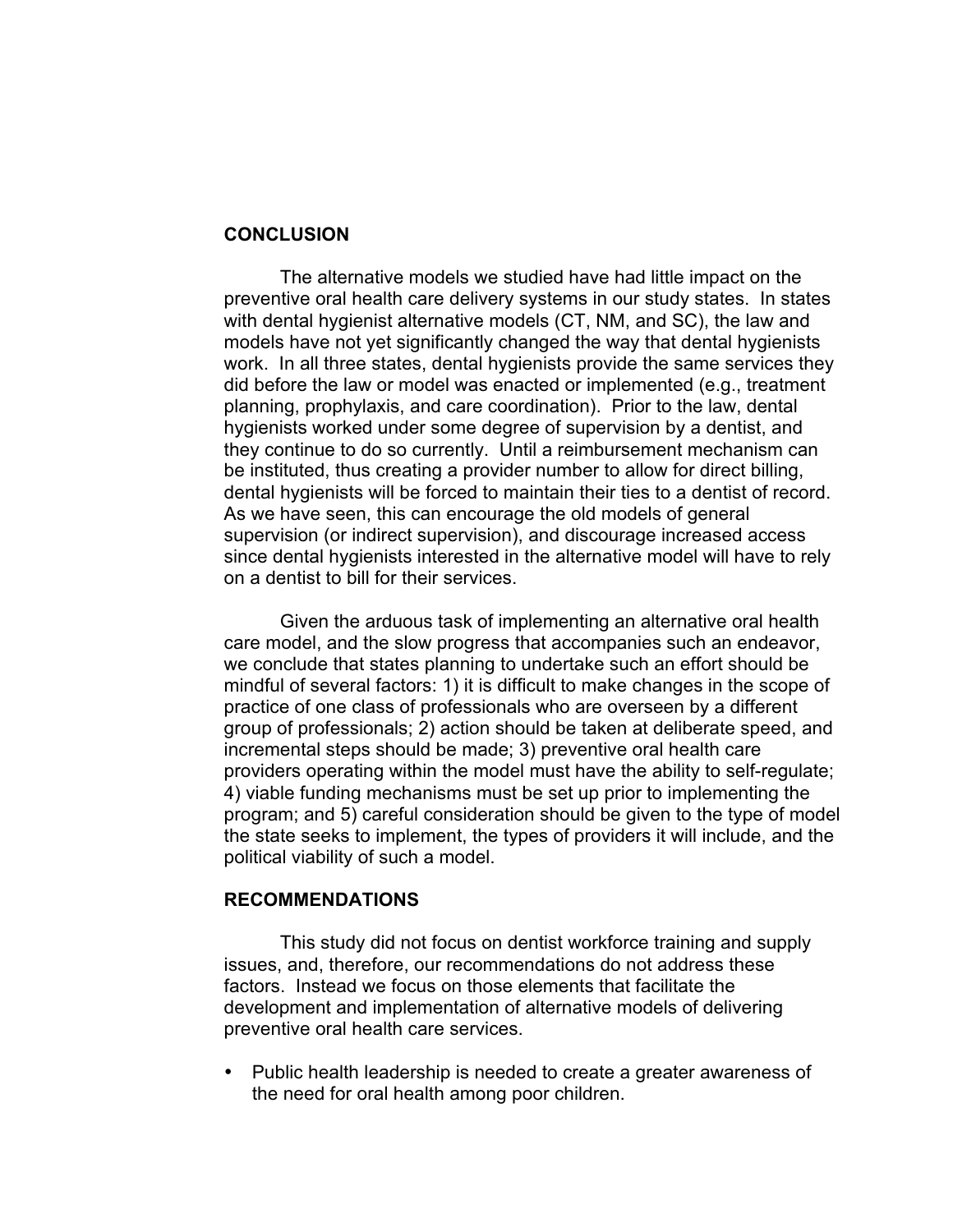## CONCLUSION

The alternative models we studied have had little impact on the preventive oral health care delivery systems in our study states. In states with dental hygienist alternative models (CT, NM, and SC), the law and models have not yet significantly changed the way that dental hygienists work. In all three states, dental hygienists provide the same services they did before the law or model was enacted or implemented (e.g., treatment planning, prophylaxis, and care coordination). Prior to the law, dental hygienists worked under some degree of supervision by a dentist, and they continue to do so currently. Until a reimbursement mechanism can be instituted, thus creating a provider number to allow for direct billing, dental hygienists will be forced to maintain their ties to a dentist of record. As we have seen, this can encourage the old models of general supervision (or indirect supervision), and discourage increased access since dental hygienists interested in the alternative model will have to rely on a dentist to bill for their services.

Given the arduous task of implementing an alternative oral health care model, and the slow progress that accompanies such an endeavor, we conclude that states planning to undertake such an effort should be mindful of several factors: 1) it is difficult to make changes in the scope of practice of one class of professionals who are overseen by a different group of professionals; 2) action should be taken at deliberate speed, and incremental steps should be made; 3) preventive oral health care providers operating within the model must have the ability to self-regulate; 4) viable funding mechanisms must be set up prior to implementing the program; and 5) careful consideration should be given to the type of model the state seeks to implement, the types of providers it will include, and the political viability of such a model.

## RECOMMENDATIONS

This study did not focus on dentist workforce training and supply issues, and, therefore, our recommendations do not address these factors. Instead we focus on those elements that facilitate the development and implementation of alternative models of delivering preventive oral health care services.

- Public health leadership is needed to create a greater awareness of the need for oral health among poor children.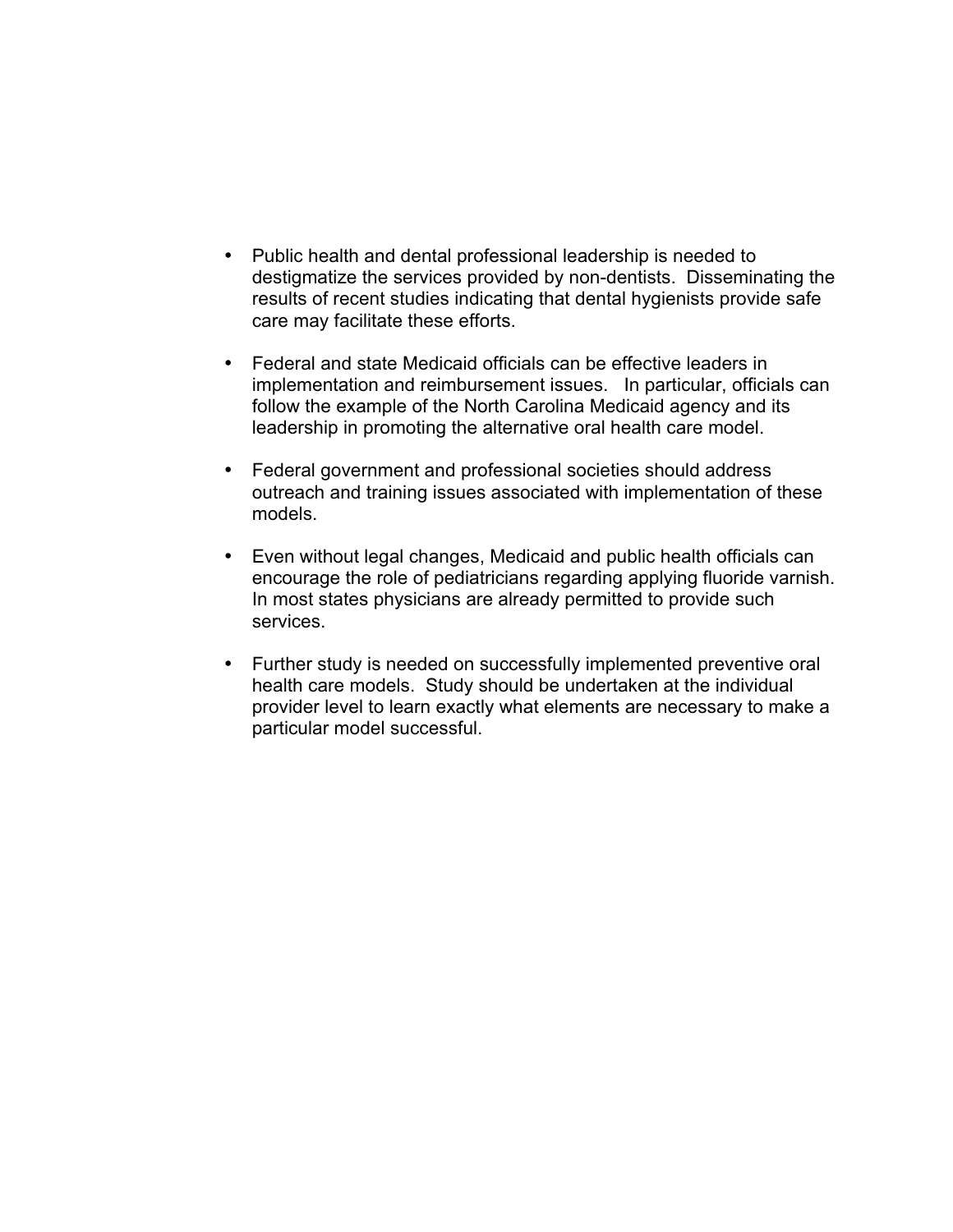- Public health and dental professional leadership is needed to destigmatize the services provided by non-dentists. Disseminating the results of recent studies indicating that dental hygienists provide safe care may facilitate these efforts.

- Federal and state Medicaid officials can be effective leaders in implementation and reimbursement issues. In particular, officials can follow the example of the North Carolina Medicaid agency and its leadership in promoting the alternative oral health care model.

- Federal government and professional societies should address outreach and training issues associated with implementation of these models.

- Even without legal changes, Medicaid and public health officials can encourage the role of pediatricians regarding applying fluoride varnish. In most states physicians are already permitted to provide such services.

- Further study is needed on successfully implemented preventive oral health care models. Study should be undertaken at the individual provider level to learn exactly what elements are necessary to make a particular model successful.